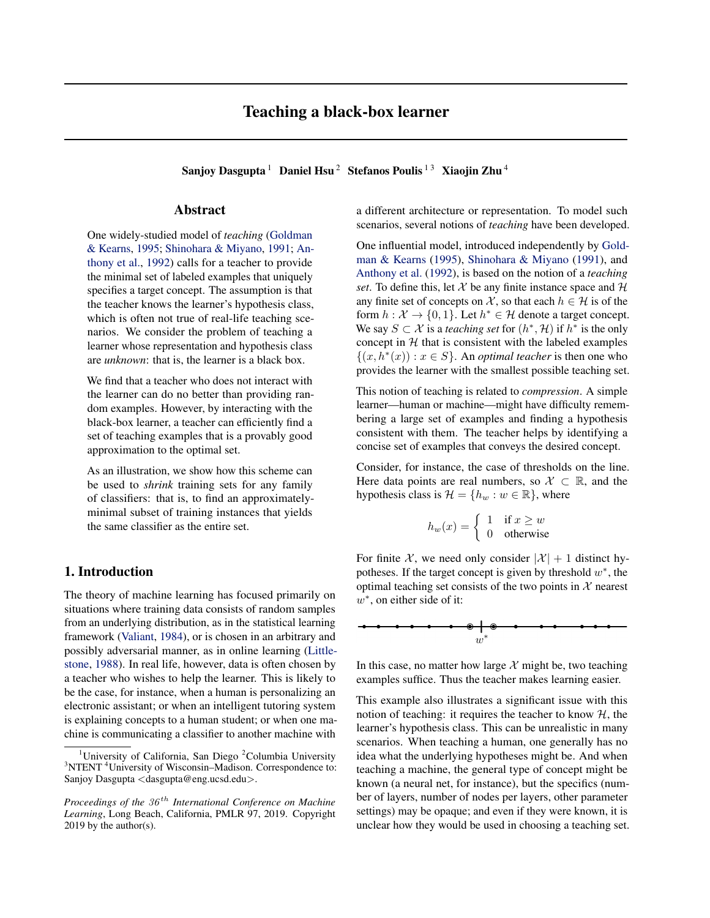# Teaching a black-box learner

**Sanjoy Dasgupta** [1] **Daniel Hsu** [2] **Stefanos Poulis** [1 3] **Xiaojin Zhu** [4]

## Abstract

One widely-studied model of *teaching* (Goldman & Kearns, 1995; Shinohara & Miyano, 1991; Anthony et al., 1992) calls for a teacher to provide the minimal set of labeled examples that uniquely specifies a target concept. The assumption is that the teacher knows the learner's hypothesis class, which is often not true of real-life teaching scenarios. We consider the problem of teaching a learner whose representation and hypothesis class are *unknown*: that is, the learner is a black box.

We find that a teacher who does not interact with the learner can do no better than providing random examples. However, by interacting with the black-box learner, a teacher can efficiently find a set of teaching examples that is a provably good approximation to the optimal set.

As an illustration, we show how this scheme can be used to *shrink* training sets for any family of classifiers: that is, to find an approximately-minimal subset of training instances that yields the same classifier as the entire set.

## 1. Introduction

The theory of machine learning has focused primarily on situations where training data consists of random samples from an underlying distribution, as in the statistical learning framework (Valiant, 1984), or is chosen in an arbitrary and possibly adversarial manner, as in online learning (Littlestone, 1988). In real life, however, data is often chosen by a teacher who wishes to help the learner. This is likely to be the case, for instance, when a human is personalizing an electronic assistant; or when an intelligent tutoring system is explaining concepts to a human student; or when one machine is communicating a classifier to another machine with a different architecture or representation. To model such scenarios, several notions of *teaching* have been developed.

One influential model, introduced independently by Goldman & Kearns (1995), Shinohara & Miyano (1991), and Anthony et al. (1992), is based on the notion of a *teaching set*. To define this, let $\mathcal{X}$ be any finite instance space and $\mathcal{H}$ any finite set of concepts on $\mathcal{X}$, so that each $h \in \mathcal{H}$ is of the form $h : \mathcal{X} \to \{0, 1\}$. Let $h^* \in \mathcal{H}$ denote a target concept. We say $S \subset \mathcal{X}$ is a *teaching set* for $(h^*, \mathcal{H})$ if $h^*$ is the only concept in $\mathcal{H}$ that is consistent with the labeled examples $\{(x, h^*(x)) : x \in S\}$. An *optimal teacher* is then one who provides the learner with the smallest possible teaching set.

This notion of teaching is related to *compression*. A simple learner—human or machine—might have difficulty remembering a large set of examples and finding a hypothesis consistent with them. The teacher helps by identifying a concise set of examples that conveys the desired concept.

Consider, for instance, the case of thresholds on the line. Here data points are real numbers, so $\mathcal{X} \subset \mathbb{R}$, and the hypothesis class is $\mathcal{H} = \{h_w : w \in \mathbb{R}\}$, where

$$h_w(x) = \begin{cases} 1 & \text{if } x \geq w \\ 0 & \text{otherwise} \end{cases}$$

For finite $\mathcal{X}$, we need only consider $|\mathcal{X}| + 1$ distinct hypotheses. If the target concept is given by threshold $w^*$, the optimal teaching set consists of the two points in $\mathcal{X}$ nearest $w^*$, on either side of it:

$w^*$

In this case, no matter how large $\mathcal{X}$ might be, two teaching examples suffice. Thus the teacher makes learning easier.

This example also illustrates a significant issue with this notion of teaching: it requires the teacher to know $\mathcal{H}$, the learner's hypothesis class. This can be unrealistic in many scenarios. When teaching a human, one generally has no idea what the underlying hypotheses might be. And when teaching a machine, the general type of concept might be known (a neural net, for instance), but the specifics (number of layers, number of nodes per layers, other parameter settings) may be opaque; and even if they were known, it is unclear how they would be used in choosing a teaching set.

---

[1] University of California, San Diego [2] Columbia University [3] NTENT [4] University of Wisconsin–Madison. Correspondence to: Sanjoy Dasgupta <dasgupta@eng.ucsd.edu>.

*Proceedings of the 36th International Conference on Machine Learning*, Long Beach, California, PMLR 97, 2019. Copyright 2019 by the author(s).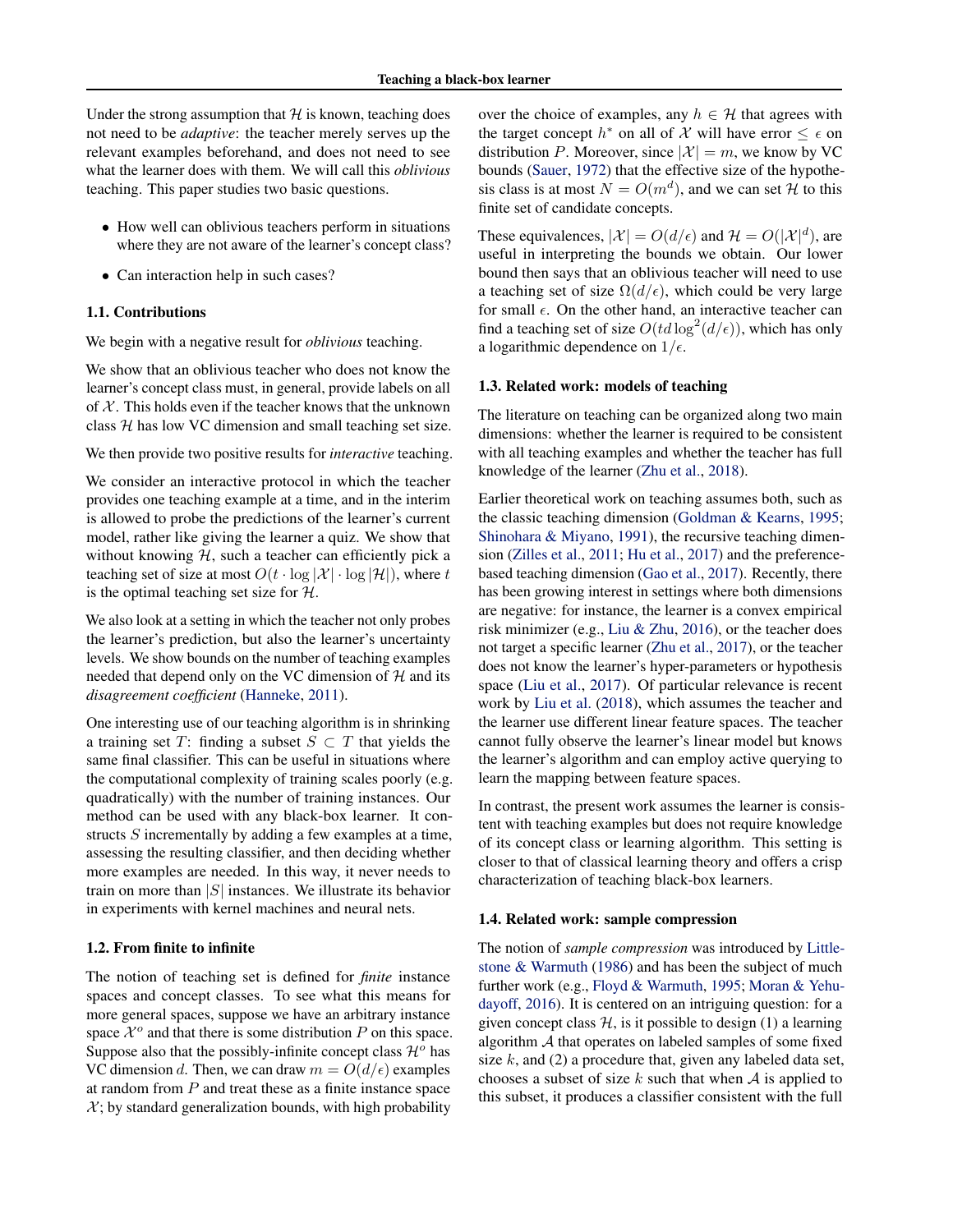Under the strong assumption that $\mathcal{H}$ is known, teaching does not need to be *adaptive*: the teacher merely serves up the relevant examples beforehand, and does not need to see what the learner does with them. We will call this *oblivious* teaching. This paper studies two basic questions.

- How well can oblivious teachers perform in situations where they are not aware of the learner's concept class?
- Can interaction help in such cases?

### 1.1. Contributions

We begin with a negative result for *oblivious* teaching.

We show that an oblivious teacher who does not know the learner's concept class must, in general, provide labels on all of $\mathcal{X}$. This holds even if the teacher knows that the unknown class $\mathcal{H}$ has low VC dimension and small teaching set size.

We then provide two positive results for *interactive* teaching.

We consider an interactive protocol in which the teacher provides one teaching example at a time, and in the interim is allowed to probe the predictions of the learner's current model, rather like giving the learner a quiz. We show that without knowing $\mathcal{H}$, such a teacher can efficiently pick a teaching set of size at most $O(t \cdot \log |\mathcal{X}| \cdot \log |\mathcal{H}|)$, where $t$ is the optimal teaching set size for $\mathcal{H}$.

We also look at a setting in which the teacher not only probes the learner's prediction, but also the learner's uncertainty levels. We show bounds on the number of teaching examples needed that depend only on the VC dimension of $\mathcal{H}$ and its *disagreement coefficient* (Hanneke, 2011).

One interesting use of our teaching algorithm is in shrinking a training set $T$: finding a subset $S \subset T$ that yields the same final classifier. This can be useful in situations where the computational complexity of training scales poorly (e.g. quadratically) with the number of training instances. Our method can be used with any black-box learner. It constructs $S$ incrementally by adding a few examples at a time, assessing the resulting classifier, and then deciding whether more examples are needed. In this way, it never needs to train on more than $|S|$ instances. We illustrate its behavior in experiments with kernel machines and neural nets.

### 1.2. From finite to infinite

The notion of teaching set is defined for *finite* instance spaces and concept classes. To see what this means for more general spaces, suppose we have an arbitrary instance space $\mathcal{X}^o$ and that there is some distribution $P$ on this space. Suppose also that the possibly-infinite concept class $\mathcal{H}^o$ has VC dimension $d$. Then, we can draw $m = O(d/\epsilon)$ examples at random from $P$ and treat these as a finite instance space $\mathcal{X}$; by standard generalization bounds, with high probability over the choice of examples, any $h \in \mathcal{H}$ that agrees with the target concept $h^*$ on all of $\mathcal{X}$ will have error $\leq \epsilon$ on distribution $P$. Moreover, since $|\mathcal{X}| = m$, we know by VC bounds (Sauer, 1972) that the effective size of the hypothesis class is at most $N = O(m^d)$, and we can set $\mathcal{H}$ to this finite set of candidate concepts.

These equivalences, $|\mathcal{X}| = O(d/\epsilon)$ and $\mathcal{H} = O(|\mathcal{X}|^d)$, are useful in interpreting the bounds we obtain. Our lower bound then says that an oblivious teacher will need to use a teaching set of size $\Omega(d/\epsilon)$, which could be very large for small $\epsilon$. On the other hand, an interactive teacher can find a teaching set of size $O(td \log^2(d/\epsilon))$, which has only a logarithmic dependence on $1/\epsilon$.

### 1.3. Related work: models of teaching

The literature on teaching can be organized along two main dimensions: whether the learner is required to be consistent with all teaching examples and whether the teacher has full knowledge of the learner (Zhu et al., 2018).

Earlier theoretical work on teaching assumes both, such as the classic teaching dimension (Goldman & Kearns, 1995; Shinohara & Miyano, 1991), the recursive teaching dimension (Zilles et al., 2011; Hu et al., 2017) and the preference-based teaching dimension (Gao et al., 2017). Recently, there has been growing interest in settings where both dimensions are negative: for instance, the learner is a convex empirical risk minimizer (e.g., Liu & Zhu, 2016), or the teacher does not target a specific learner (Zhu et al., 2017), or the teacher does not know the learner's hyper-parameters or hypothesis space (Liu et al., 2017). Of particular relevance is recent work by Liu et al. (2018), which assumes the teacher and the learner use different linear feature spaces. The teacher cannot fully observe the learner's linear model but knows the learner's algorithm and can employ active querying to learn the mapping between feature spaces.

In contrast, the present work assumes the learner is consistent with teaching examples but does not require knowledge of its concept class or learning algorithm. This setting is closer to that of classical learning theory and offers a crisp characterization of teaching black-box learners.

### 1.4. Related work: sample compression

The notion of *sample compression* was introduced by Littlestone & Warmuth (1986) and has been the subject of much further work (e.g., Floyd & Warmuth, 1995; Moran & Yehudayoff, 2016). It is centered on an intriguing question: for a given concept class $\mathcal{H}$, is it possible to design (1) a learning algorithm $\mathcal{A}$ that operates on labeled samples of some fixed size $k$, and (2) a procedure that, given any labeled data set, chooses a subset of size $k$ such that when $\mathcal{A}$ is applied to this subset, it produces a classifier consistent with the full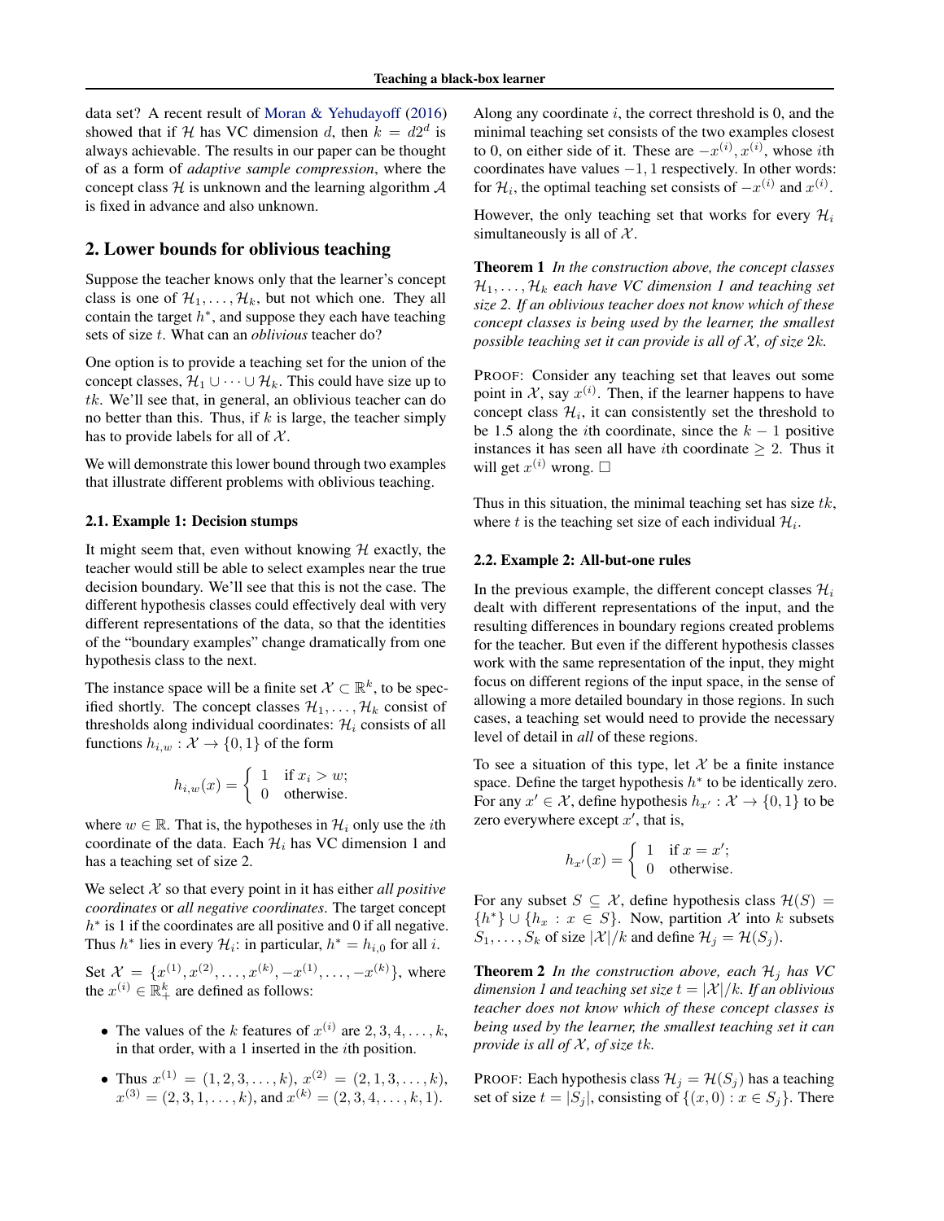data set? A recent result of Moran & Yehudayoff (2016) showed that if $\mathcal{H}$ has VC dimension $d$, then $k = d2^d$ is always achievable. The results in our paper can be thought of as a form of *adaptive sample compression*, where the concept class $\mathcal{H}$ is unknown and the learning algorithm $\mathcal{A}$ is fixed in advance and also unknown.

## 2. Lower bounds for oblivious teaching

Suppose the teacher knows only that the learner's concept class is one of $\mathcal{H}_1, \ldots, \mathcal{H}_k$, but not which one. They all contain the target $h^*$, and suppose they each have teaching sets of size $t$. What can an *oblivious* teacher do?

One option is to provide a teaching set for the union of the concept classes, $\mathcal{H}_1 \cup \cdots \cup \mathcal{H}_k$. This could have size up to $tk$. We'll see that, in general, an oblivious teacher can do no better than this. Thus, if $k$ is large, the teacher simply has to provide labels for all of $\mathcal{X}$.

We will demonstrate this lower bound through two examples that illustrate different problems with oblivious teaching.

### 2.1. Example 1: Decision stumps

It might seem that, even without knowing $\mathcal{H}$ exactly, the teacher would still be able to select examples near the true decision boundary. We'll see that this is not the case. The different hypothesis classes could effectively deal with very different representations of the data, so that the identities of the "boundary examples" change dramatically from one hypothesis class to the next.

The instance space will be a finite set $\mathcal{X} \subset \mathbb{R}^k$, to be specified shortly. The concept classes $\mathcal{H}_1, \ldots, \mathcal{H}_k$ consist of thresholds along individual coordinates: $\mathcal{H}_i$ consists of all functions $h_{i,w} : \mathcal{X} \to \{0, 1\}$ of the form

$$h_{i,w}(x) = \begin{cases} 1 & \text{if } x_i > w; \\ 0 & \text{otherwise.} \end{cases}$$

where $w \in \mathbb{R}$. That is, the hypotheses in $\mathcal{H}_i$ only use the $i$th coordinate of the data. Each $\mathcal{H}_i$ has VC dimension 1 and has a teaching set of size 2.

We select $\mathcal{X}$ so that every point in it has either *all positive coordinates* or *all negative coordinates*. The target concept $h^*$ is 1 if the coordinates are all positive and 0 if all negative. Thus $h^*$ lies in every $\mathcal{H}_i$: in particular, $h^* = h_{i,0}$ for all $i$.

Set $\mathcal{X} = \{x^{(1)}, x^{(2)}, \ldots, x^{(k)}, -x^{(1)}, \ldots, -x^{(k)}\}$, where the $x^{(i)} \in \mathbb{R}_+^k$ are defined as follows:

- The values of the $k$ features of $x^{(i)}$ are $2, 3, 4, \ldots, k$, in that order, with a 1 inserted in the $i$th position.
- Thus $x^{(1)} = (1, 2, 3, \ldots, k)$, $x^{(2)} = (2, 1, 3, \ldots, k)$, $x^{(3)} = (2, 3, 1, \ldots, k)$, and $x^{(k)} = (2, 3, 4, \ldots, k, 1)$.

Along any coordinate $i$, the correct threshold is 0, and the minimal teaching set consists of the two examples closest to 0, on either side of it. These are $-x^{(i)}, x^{(i)}$, whose $i$th coordinates have values $-1, 1$ respectively. In other words: for $\mathcal{H}_i$, the optimal teaching set consists of $-x^{(i)}$ and $x^{(i)}$.

However, the only teaching set that works for every $\mathcal{H}_i$ simultaneously is all of $\mathcal{X}$.

**Theorem 1** *In the construction above, the concept classes $\mathcal{H}_1, \ldots, \mathcal{H}_k$ each have VC dimension 1 and teaching set size 2. If an oblivious teacher does not know which of these concept classes is being used by the learner, the smallest possible teaching set it can provide is all of $\mathcal{X}$, of size $2k$.*

PROOF: Consider any teaching set that leaves out some point in $\mathcal{X}$, say $x^{(i)}$. Then, if the learner happens to have concept class $\mathcal{H}_i$, it can consistently set the threshold to be 1.5 along the $i$th coordinate, since the $k-1$ positive instances it has seen all have $i$th coordinate $\geq 2$. Thus it will get $x^{(i)}$ wrong. □

Thus in this situation, the minimal teaching set has size $tk$, where $t$ is the teaching set size of each individual $\mathcal{H}_i$.

### 2.2. Example 2: All-but-one rules

In the previous example, the different concept classes $\mathcal{H}_i$ dealt with different representations of the input, and the resulting differences in boundary regions created problems for the teacher. But even if the different hypothesis classes work with the same representation of the input, they might focus on different regions of the input space, in the sense of allowing a more detailed boundary in those regions. In such cases, a teaching set would need to provide the necessary level of detail in *all* of these regions.

To see a situation of this type, let $\mathcal{X}$ be a finite instance space. Define the target hypothesis $h^*$ to be identically zero. For any $x' \in \mathcal{X}$, define hypothesis $h_{x'} : \mathcal{X} \to \{0, 1\}$ to be zero everywhere except $x'$, that is,

$$h_{x'}(x) = \begin{cases} 1 & \text{if } x = x'; \\ 0 & \text{otherwise.} \end{cases}$$

For any subset $S \subseteq \mathcal{X}$, define hypothesis class $\mathcal{H}(S) = \{h^*\} \cup \{h_x : x \in S\}$. Now, partition $\mathcal{X}$ into $k$ subsets $S_1, \ldots, S_k$ of size $|\mathcal{X}|/k$ and define $\mathcal{H}_j = \mathcal{H}(S_j)$.

**Theorem 2** *In the construction above, each $\mathcal{H}_j$ has VC dimension 1 and teaching set size $t = |\mathcal{X}|/k$. If an oblivious teacher does not know which of these concept classes is being used by the learner, the smallest teaching set it can provide is all of $\mathcal{X}$, of size $tk$.*

PROOF: Each hypothesis class $\mathcal{H}_j = \mathcal{H}(S_j)$ has a teaching set of size $t = |S_j|$, consisting of $\{(x, 0) : x \in S_j\}$. There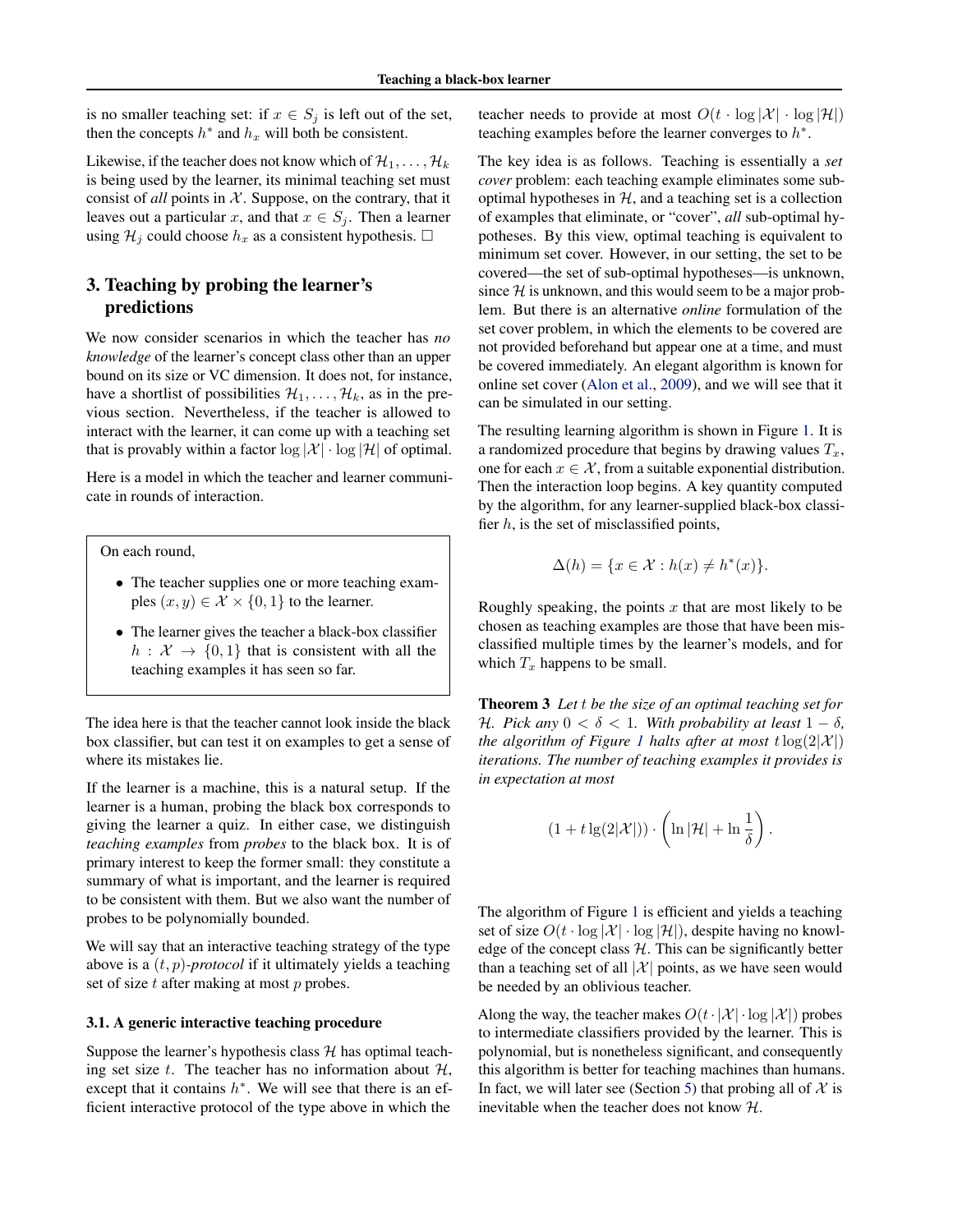is no smaller teaching set: if $x \in S_j$ is left out of the set, then the concepts $h^*$ and $h_x$ will both be consistent.

Likewise, if the teacher does not know which of $\mathcal{H}_1, \ldots, \mathcal{H}_k$ is being used by the learner, its minimal teaching set must consist of *all* points in $\mathcal{X}$. Suppose, on the contrary, that it leaves out a particular $x$, and that $x \in S_j$. Then a learner using $\mathcal{H}_j$ could choose $h_x$ as a consistent hypothesis. □

## 3. Teaching by probing the learner's predictions

We now consider scenarios in which the teacher has *no knowledge* of the learner's concept class other than an upper bound on its size or VC dimension. It does not, for instance, have a shortlist of possibilities $\mathcal{H}_1, \ldots, \mathcal{H}_k$, as in the previous section. Nevertheless, if the teacher is allowed to interact with the learner, it can come up with a teaching set that is provably within a factor $\log |\mathcal{X}| \cdot \log |\mathcal{H}|$ of optimal.

Here is a model in which the teacher and learner communicate in rounds of interaction.

> On each round,
>
> - The teacher supplies one or more teaching examples $(x, y) \in \mathcal{X} \times \{0, 1\}$ to the learner.
> - The learner gives the teacher a black-box classifier $h : \mathcal{X} \to \{0, 1\}$ that is consistent with all the teaching examples it has seen so far.

The idea here is that the teacher cannot look inside the black box classifier, but can test it on examples to get a sense of where its mistakes lie.

If the learner is a machine, this is a natural setup. If the learner is a human, probing the black box corresponds to giving the learner a quiz. In either case, we distinguish *teaching examples* from *probes* to the black box. It is of primary interest to keep the former small: they constitute a summary of what is important, and the learner is required to be consistent with them. But we also want the number of probes to be polynomially bounded.

We will say that an interactive teaching strategy of the type above is a $(t, p)$*-protocol* if it ultimately yields a teaching set of size $t$ after making at most $p$ probes.

### 3.1. A generic interactive teaching procedure

Suppose the learner's hypothesis class $\mathcal{H}$ has optimal teaching set size $t$. The teacher has no information about $\mathcal{H}$, except that it contains $h^*$. We will see that there is an efficient interactive protocol of the type above in which the teacher needs to provide at most $O(t \cdot \log |\mathcal{X}| \cdot \log |\mathcal{H}|)$ teaching examples before the learner converges to $h^*$.

The key idea is as follows. Teaching is essentially a *set cover* problem: each teaching example eliminates some suboptimal hypotheses in $\mathcal{H}$, and a teaching set is a collection of examples that eliminate, or "cover", *all* sub-optimal hypotheses. By this view, optimal teaching is equivalent to minimum set cover. However, in our setting, the set to be covered—the set of sub-optimal hypotheses—is unknown, since $\mathcal{H}$ is unknown, and this would seem to be a major problem. But there is an alternative *online* formulation of the set cover problem, in which the elements to be covered are not provided beforehand but appear one at a time, and must be covered immediately. An elegant algorithm is known for online set cover (Alon et al., 2009), and we will see that it can be simulated in our setting.

The resulting learning algorithm is shown in Figure 1. It is a randomized procedure that begins by drawing values $T_x$, one for each $x \in \mathcal{X}$, from a suitable exponential distribution. Then the interaction loop begins. A key quantity computed by the algorithm, for any learner-supplied black-box classifier $h$, is the set of misclassified points,

$$\Delta(h) = \{x \in \mathcal{X} : h(x) \neq h^*(x)\}.$$

Roughly speaking, the points $x$ that are most likely to be chosen as teaching examples are those that have been misclassified multiple times by the learner's models, and for which $T_x$ happens to be small.

**Theorem 3** *Let $t$ be the size of an optimal teaching set for $\mathcal{H}$. Pick any $0 < \delta < 1$. With probability at least $1 - \delta$, the algorithm of Figure 1 halts after at most $t \log(2|\mathcal{X}|)$ iterations. The number of teaching examples it provides is in expectation at most*

$$(1 + t \lg(2|\mathcal{X}|)) \cdot \left( \ln |\mathcal{H}| + \ln \frac{1}{\delta} \right).$$

The algorithm of Figure 1 is efficient and yields a teaching set of size $O(t \cdot \log |\mathcal{X}| \cdot \log |\mathcal{H}|)$, despite having no knowledge of the concept class $\mathcal{H}$. This can be significantly better than a teaching set of all $|\mathcal{X}|$ points, as we have seen would be needed by an oblivious teacher.

Along the way, the teacher makes $O(t \cdot |\mathcal{X}| \cdot \log |\mathcal{X}|)$ probes to intermediate classifiers provided by the learner. This is polynomial, but is nonetheless significant, and consequently this algorithm is better for teaching machines than humans. In fact, we will later see (Section 5) that probing all of $\mathcal{X}$ is inevitable when the teacher does not know $\mathcal{H}$.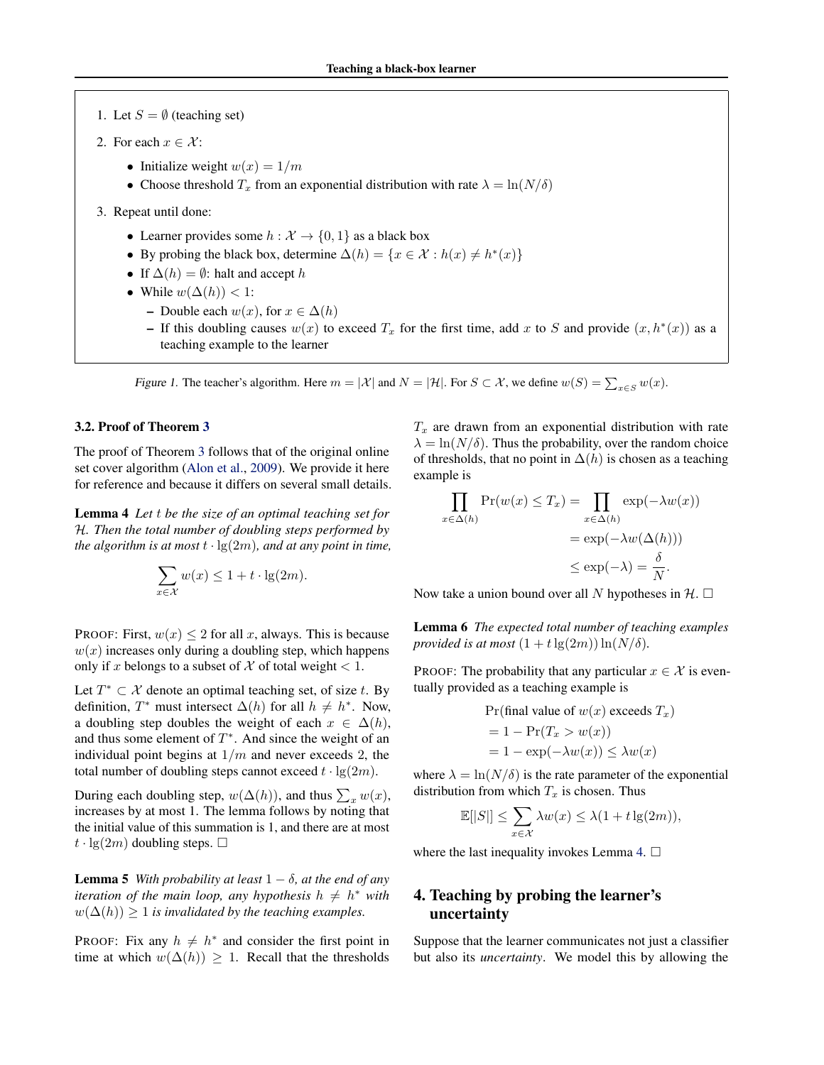1. Let $S = \emptyset$ (teaching set)
2. For each $x \in \mathcal{X}$:
   - Initialize weight $w(x) = 1/m$
   - Choose threshold $T_x$ from an exponential distribution with rate $\lambda = \ln(N/\delta)$
3. Repeat until done:
   - Learner provides some $h : \mathcal{X} \to \{0, 1\}$ as a black box
   - By probing the black box, determine $\Delta(h) = \{x \in \mathcal{X} : h(x) \neq h^*(x)\}$
   - If $\Delta(h) = \emptyset$: halt and accept $h$
   - While $w(\Delta(h)) < 1$:
     - Double each $w(x)$, for $x \in \Delta(h)$
     - If this doubling causes $w(x)$ to exceed $T_x$ for the first time, add $x$ to $S$ and provide $(x, h^*(x))$ as a teaching example to the learner

*Figure 1.* The teacher's algorithm. Here $m = |\mathcal{X}|$ and $N = |\mathcal{H}|$. For $S \subset \mathcal{X}$, we define $w(S) = \sum_{x \in S} w(x)$.

### 3.2. Proof of Theorem 3

The proof of Theorem 3 follows that of the original online set cover algorithm (Alon et al., 2009). We provide it here for reference and because it differs on several small details.

**Lemma 4** *Let $t$ be the size of an optimal teaching set for $\mathcal{H}$. Then the total number of doubling steps performed by the algorithm is at most $t \cdot \lg(2m)$, and at any point in time,*

$$\sum_{x \in \mathcal{X}} w(x) \leq 1 + t \cdot \lg(2m).$$

PROOF: First, $w(x) \leq 2$ for all $x$, always. This is because $w(x)$ increases only during a doubling step, which happens only if $x$ belongs to a subset of $\mathcal{X}$ of total weight $< 1$.

Let $T^* \subset \mathcal{X}$ denote an optimal teaching set, of size $t$. By definition, $T^*$ must intersect $\Delta(h)$ for all $h \neq h^*$. Now, a doubling step doubles the weight of each $x \in \Delta(h)$, and thus some element of $T^*$. And since the weight of an individual point begins at $1/m$ and never exceeds 2, the total number of doubling steps cannot exceed $t \cdot \lg(2m)$.

During each doubling step, $w(\Delta(h))$, and thus $\sum_x w(x)$, increases by at most 1. The lemma follows by noting that the initial value of this summation is 1, and there are at most $t \cdot \lg(2m)$ doubling steps. $\square$

**Lemma 5** *With probability at least $1 - \delta$, at the end of any iteration of the main loop, any hypothesis $h \neq h^*$ with $w(\Delta(h)) \geq 1$ is invalidated by the teaching examples.*

PROOF: Fix any $h \neq h^*$ and consider the first point in time at which $w(\Delta(h)) \geq 1$. Recall that the thresholds $T_x$ are drawn from an exponential distribution with rate $\lambda = \ln(N/\delta)$. Thus the probability, over the random choice of thresholds, that no point in $\Delta(h)$ is chosen as a teaching example is

$$\begin{aligned}
\prod_{x \in \Delta(h)} \Pr(w(x) \leq T_x) &= \prod_{x \in \Delta(h)} \exp(-\lambda w(x)) \\
&= \exp(-\lambda w(\Delta(h))) \\
&\leq \exp(-\lambda) = \frac{\delta}{N}.
\end{aligned}$$

Now take a union bound over all $N$ hypotheses in $\mathcal{H}$. $\square$

**Lemma 6** *The expected total number of teaching examples provided is at most $(1 + t \lg(2m)) \ln(N/\delta)$.*

PROOF: The probability that any particular $x \in \mathcal{X}$ is eventually provided as a teaching example is

$$\begin{aligned}
&\Pr(\text{final value of } w(x) \text{ exceeds } T_x) \\
&= 1 - \Pr(T_x > w(x)) \\
&= 1 - \exp(-\lambda w(x)) \leq \lambda w(x)
\end{aligned}$$

where $\lambda = \ln(N/\delta)$ is the rate parameter of the exponential distribution from which $T_x$ is chosen. Thus

$$\mathbb{E}[|S|] \leq \sum_{x \in \mathcal{X}} \lambda w(x) \leq \lambda(1 + t \lg(2m)),$$

where the last inequality invokes Lemma 4. $\square$

## 4. Teaching by probing the learner's uncertainty

Suppose that the learner communicates not just a classifier but also its *uncertainty*. We model this by allowing the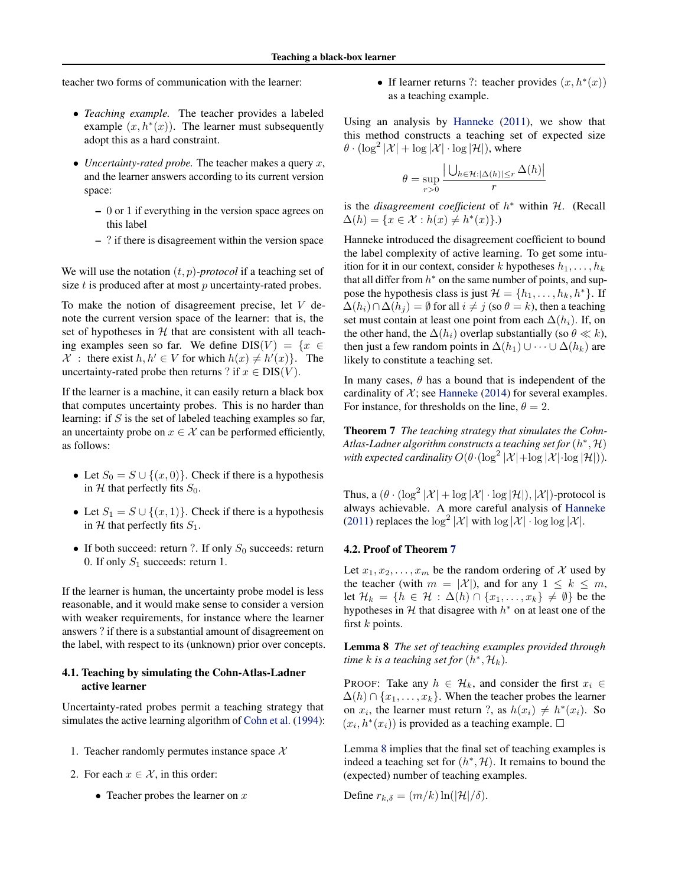teacher two forms of communication with the learner:

- *Teaching example.* The teacher provides a labeled example $(x, h^*(x))$. The learner must subsequently adopt this as a hard constraint.
- *Uncertainty-rated probe.* The teacher makes a query $x$, and the learner answers according to its current version space:
  - 0 or 1 if everything in the version space agrees on this label
  - ? if there is disagreement within the version space

We will use the notation $(t, p)$-*protocol* if a teaching set of size $t$ is produced after at most $p$ uncertainty-rated probes.

To make the notion of disagreement precise, let $V$ denote the current version space of the learner: that is, the set of hypotheses in $\mathcal{H}$ that are consistent with all teaching examples seen so far. We define $\text{DIS}(V) = \{x \in \mathcal{X} : \text{there exist } h, h' \in V \text{ for which } h(x) \neq h'(x)\}$. The uncertainty-rated probe then returns ? if $x \in \text{DIS}(V)$.

If the learner is a machine, it can easily return a black box that computes uncertainty probes. This is no harder than learning: if $S$ is the set of labeled teaching examples so far, an uncertainty probe on $x \in \mathcal{X}$ can be performed efficiently, as follows:

- Let $S_0 = S \cup \{(x, 0)\}$. Check if there is a hypothesis in $\mathcal{H}$ that perfectly fits $S_0$.
- Let $S_1 = S \cup \{(x, 1)\}$. Check if there is a hypothesis in $\mathcal{H}$ that perfectly fits $S_1$.
- If both succeed: return ?. If only $S_0$ succeeds: return 0. If only $S_1$ succeeds: return 1.

If the learner is human, the uncertainty probe model is less reasonable, and it would make sense to consider a version with weaker requirements, for instance where the learner answers ? if there is a substantial amount of disagreement on the label, with respect to its (unknown) prior over concepts.

### 4.1. Teaching by simulating the Cohn-Atlas-Ladner active learner

Uncertainty-rated probes permit a teaching strategy that simulates the active learning algorithm of Cohn et al. (1994):

1. Teacher randomly permutes instance space $\mathcal{X}$
2. For each $x \in \mathcal{X}$, in this order:
   - Teacher probes the learner on $x$
   - If learner returns ?: teacher provides $(x, h^*(x))$ as a teaching example.

Using an analysis by Hanneke (2011), we show that this method constructs a teaching set of expected size $\theta \cdot (\log^2 |\mathcal{X}| + \log |\mathcal{X}| \cdot \log |\mathcal{H}|)$, where

$$\theta = \sup_{r>0} \frac{\left|\bigcup_{h \in \mathcal{H}:|\Delta(h)| \leq r} \Delta(h)\right|}{r}$$

is the *disagreement coefficient* of $h^*$ within $\mathcal{H}$. (Recall $\Delta(h) = \{x \in \mathcal{X} : h(x) \neq h^*(x)\}$.)

Hanneke introduced the disagreement coefficient to bound the label complexity of active learning. To get some intuition for it in our context, consider $k$ hypotheses $h_1, \ldots, h_k$ that all differ from $h^*$ on the same number of points, and suppose the hypothesis class is just $\mathcal{H} = \{h_1, \ldots, h_k, h^*\}$. If $\Delta(h_i) \cap \Delta(h_j) = \emptyset$ for all $i \neq j$ (so $\theta = k$), then a teaching set must contain at least one point from each $\Delta(h_i)$. If, on the other hand, the $\Delta(h_i)$ overlap substantially (so $\theta \ll k$), then just a few random points in $\Delta(h_1) \cup \cdots \cup \Delta(h_k)$ are likely to constitute a teaching set.

In many cases, $\theta$ has a bound that is independent of the cardinality of $\mathcal{X}$; see Hanneke (2014) for several examples. For instance, for thresholds on the line, $\theta = 2$.

**Theorem 7** *The teaching strategy that simulates the Cohn-Atlas-Ladner algorithm constructs a teaching set for $(h^*, \mathcal{H})$ with expected cardinality $O(\theta \cdot (\log^2 |\mathcal{X}| + \log |\mathcal{X}| \cdot \log |\mathcal{H}|))$.*

Thus, a $(\theta \cdot (\log^2 |\mathcal{X}| + \log |\mathcal{X}| \cdot \log |\mathcal{H}|), |\mathcal{X}|)$-protocol is always achievable. A more careful analysis of Hanneke (2011) replaces the $\log^2 |\mathcal{X}|$ with $\log |\mathcal{X}| \cdot \log \log |\mathcal{X}|$.

### 4.2. Proof of Theorem 7

Let $x_1, x_2, \ldots, x_m$ be the random ordering of $\mathcal{X}$ used by the teacher (with $m = |\mathcal{X}|$), and for any $1 \leq k \leq m$, let $\mathcal{H}_k = \{h \in \mathcal{H} : \Delta(h) \cap \{x_1, \ldots, x_k\} \neq \emptyset\}$ be the hypotheses in $\mathcal{H}$ that disagree with $h^*$ on at least one of the first $k$ points.

**Lemma 8** *The set of teaching examples provided through time $k$ is a teaching set for $(h^*, \mathcal{H}_k)$.*

PROOF: Take any $h \in \mathcal{H}_k$, and consider the first $x_i \in \Delta(h) \cap \{x_1, \ldots, x_k\}$. When the teacher probes the learner on $x_i$, the learner must return ?, as $h(x_i) \neq h^*(x_i)$. So $(x_i, h^*(x_i))$ is provided as a teaching example. □

Lemma 8 implies that the final set of teaching examples is indeed a teaching set for $(h^*, \mathcal{H})$. It remains to bound the (expected) number of teaching examples.

Define $r_{k,\delta} = (m/k) \ln(|\mathcal{H}|/\delta)$.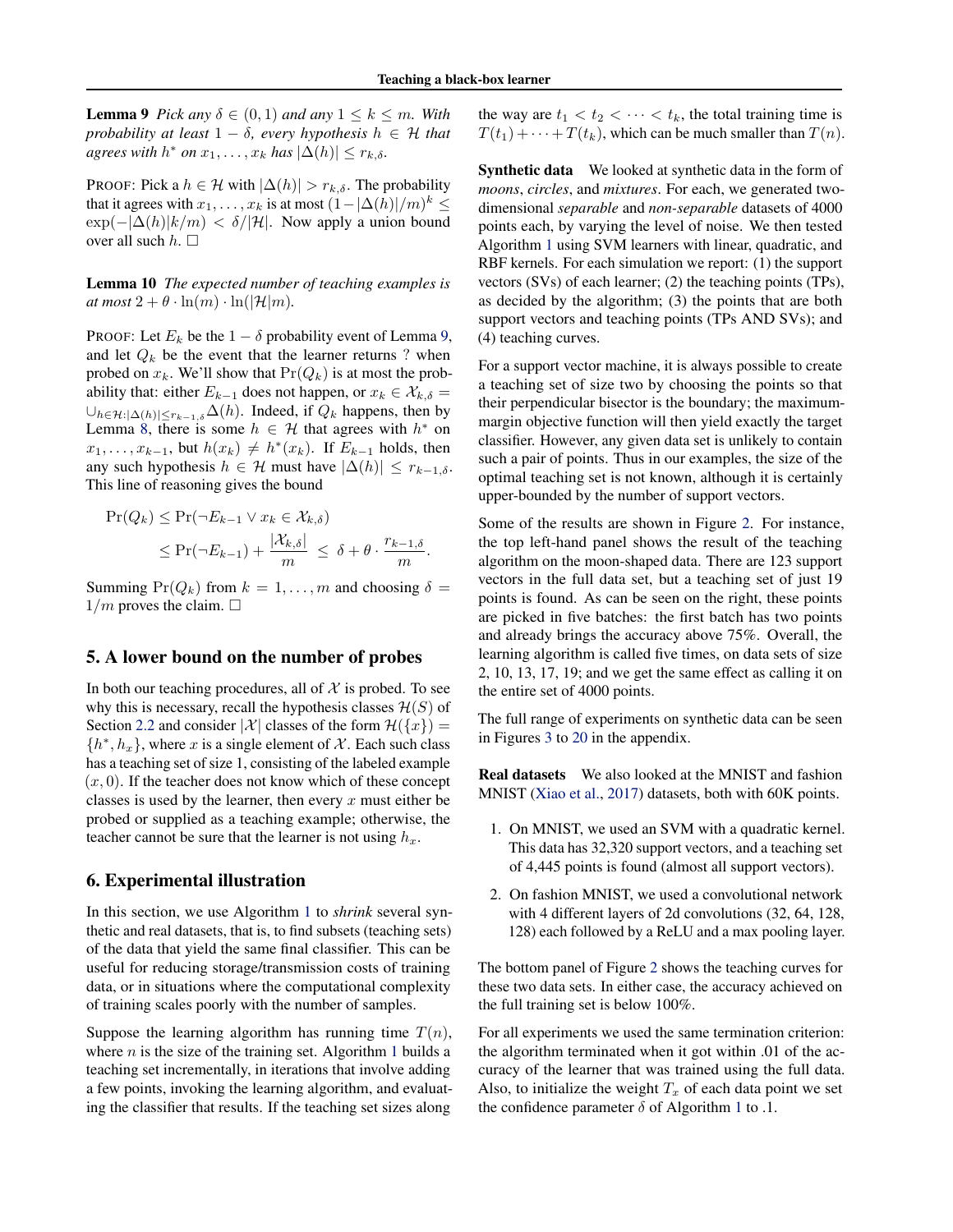**Lemma 9** *Pick any $\delta \in (0,1)$ and any $1 \leq k \leq m$. With probability at least $1-\delta$, every hypothesis $h \in \mathcal{H}$ that agrees with $h^*$ on $x_1, \ldots, x_k$ has $|\Delta(h)| \leq r_{k,\delta}$.*

PROOF: Pick a $h \in \mathcal{H}$ with $|\Delta(h)| > r_{k,\delta}$. The probability that it agrees with $x_1, \ldots, x_k$ is at most $(1-|\Delta(h)|/m)^k \leq \exp(-|\Delta(h)|k/m) < \delta/|\mathcal{H}|$. Now apply a union bound over all such $h$. □

**Lemma 10** *The expected number of teaching examples is at most $2 + \theta \cdot \ln(m) \cdot \ln(|\mathcal{H}|m)$.*

PROOF: Let $E_k$ be the $1-\delta$ probability event of Lemma 9, and let $Q_k$ be the event that the learner returns ? when probed on $x_k$. We'll show that $\Pr(Q_k)$ is at most the probability that: either $E_{k-1}$ does not happen, or $x_k \in \mathcal{X}_{k,\delta} = \cup_{h \in \mathcal{H}: |\Delta(h)| \leq r_{k-1,\delta}} \Delta(h)$. Indeed, if $Q_k$ happens, then by Lemma 8, there is some $h \in \mathcal{H}$ that agrees with $h^*$ on $x_1, \ldots, x_{k-1}$, but $h(x_k) \neq h^*(x_k)$. If $E_{k-1}$ holds, then any such hypothesis $h \in \mathcal{H}$ must have $|\Delta(h)| \leq r_{k-1,\delta}$. This line of reasoning gives the bound

$$
\begin{aligned}
\Pr(Q_k) &\leq \Pr(\neg E_{k-1} \vee x_k \in \mathcal{X}_{k,\delta}) \\
&\leq \Pr(\neg E_{k-1}) + \frac{|\mathcal{X}_{k,\delta}|}{m} \;\leq\; \delta + \theta \cdot \frac{r_{k-1,\delta}}{m}.
\end{aligned}
$$

Summing $\Pr(Q_k)$ from $k = 1, \ldots, m$ and choosing $\delta = 1/m$ proves the claim. □

## 5. A lower bound on the number of probes

In both our teaching procedures, all of $\mathcal{X}$ is probed. To see why this is necessary, recall the hypothesis classes $\mathcal{H}(S)$ of Section 2.2 and consider $|\mathcal{X}|$ classes of the form $\mathcal{H}(\{x\}) = \{h^*, h_x\}$, where $x$ is a single element of $\mathcal{X}$. Each such class has a teaching set of size 1, consisting of the labeled example $(x, 0)$. If the teacher does not know which of these concept classes is used by the learner, then every $x$ must either be probed or supplied as a teaching example; otherwise, the teacher cannot be sure that the learner is not using $h_x$.

## 6. Experimental illustration

In this section, we use Algorithm 1 to *shrink* several synthetic and real datasets, that is, to find subsets (teaching sets) of the data that yield the same final classifier. This can be useful for reducing storage/transmission costs of training data, or in situations where the computational complexity of training scales poorly with the number of samples.

Suppose the learning algorithm has running time $T(n)$, where $n$ is the size of the training set. Algorithm 1 builds a teaching set incrementally, in iterations that involve adding a few points, invoking the learning algorithm, and evaluating the classifier that results. If the teaching set sizes along the way are $t_1 < t_2 < \cdots < t_k$, the total training time is $T(t_1) + \cdots + T(t_k)$, which can be much smaller than $T(n)$.

**Synthetic data** We looked at synthetic data in the form of *moons*, *circles*, and *mixtures*. For each, we generated two-dimensional *separable* and *non-separable* datasets of 4000 points each, by varying the level of noise. We then tested Algorithm 1 using SVM learners with linear, quadratic, and RBF kernels. For each simulation we report: (1) the support vectors (SVs) of each learner; (2) the teaching points (TPs), as decided by the algorithm; (3) the points that are both support vectors and teaching points (TPs AND SVs); and (4) teaching curves.

For a support vector machine, it is always possible to create a teaching set of size two by choosing the points so that their perpendicular bisector is the boundary; the maximum-margin objective function will then yield exactly the target classifier. However, any given data set is unlikely to contain such a pair of points. Thus in our examples, the size of the optimal teaching set is not known, although it is certainly upper-bounded by the number of support vectors.

Some of the results are shown in Figure 2. For instance, the top left-hand panel shows the result of the teaching algorithm on the moon-shaped data. There are 123 support vectors in the full data set, but a teaching set of just 19 points is found. As can be seen on the right, these points are picked in five batches: the first batch has two points and already brings the accuracy above 75%. Overall, the learning algorithm is called five times, on data sets of size 2, 10, 13, 17, 19; and we get the same effect as calling it on the entire set of 4000 points.

The full range of experiments on synthetic data can be seen in Figures 3 to 20 in the appendix.

**Real datasets** We also looked at the MNIST and fashion MNIST (Xiao et al., 2017) datasets, both with 60K points.

1. On MNIST, we used an SVM with a quadratic kernel. This data has 32,320 support vectors, and a teaching set of 4,445 points is found (almost all support vectors).
2. On fashion MNIST, we used a convolutional network with 4 different layers of 2d convolutions (32, 64, 128, 128) each followed by a ReLU and a max pooling layer.

The bottom panel of Figure 2 shows the teaching curves for these two data sets. In either case, the accuracy achieved on the full training set is below 100%.

For all experiments we used the same termination criterion: the algorithm terminated when it got within .01 of the accuracy of the learner that was trained using the full data. Also, to initialize the weight $T_x$ of each data point we set the confidence parameter $\delta$ of Algorithm 1 to .1.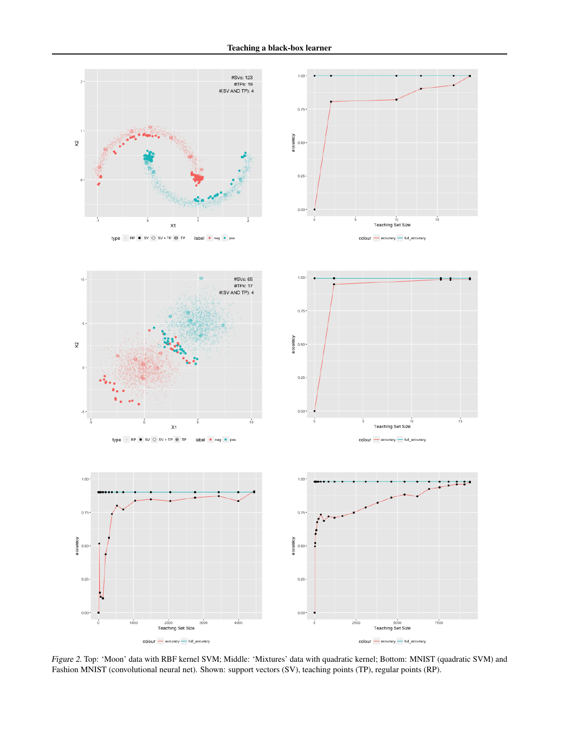*Figure 2.* Top: 'Moon' data with RBF kernel SVM; Middle: 'Mixtures' data with quadratic kernel; Bottom: MNIST (quadratic SVM) and Fashion MNIST (convolutional neural net). Shown: support vectors (SV), teaching points (TP), regular points (RP).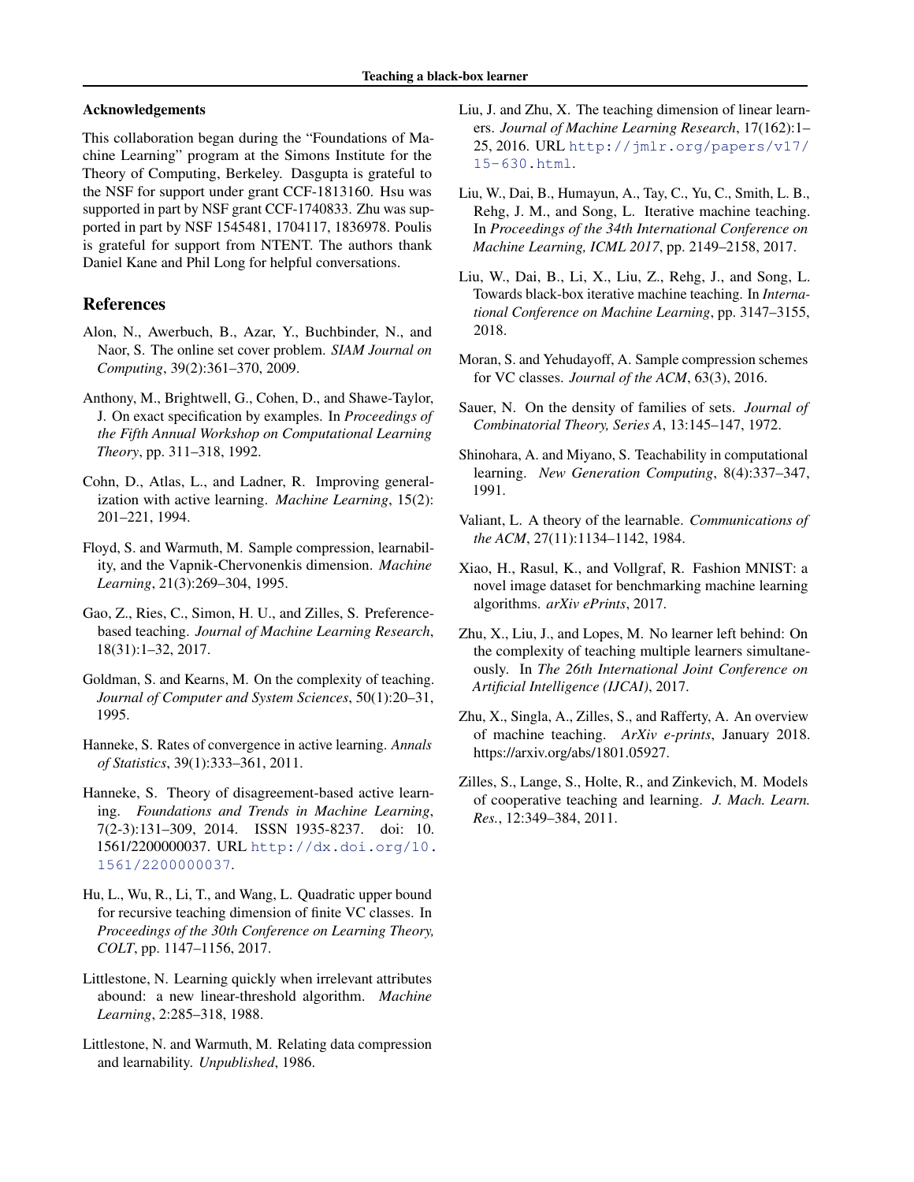## Acknowledgements

This collaboration began during the "Foundations of Machine Learning" program at the Simons Institute for the Theory of Computing, Berkeley. Dasgupta is grateful to the NSF for support under grant CCF-1813160. Hsu was supported in part by NSF grant CCF-1740833. Zhu was supported in part by NSF 1545481, 1704117, 1836978. Poulis is grateful for support from NTENT. The authors thank Daniel Kane and Phil Long for helpful conversations.

## References

Alon, N., Awerbuch, B., Azar, Y., Buchbinder, N., and Naor, S. The online set cover problem. *SIAM Journal on Computing*, 39(2):361–370, 2009.

Anthony, M., Brightwell, G., Cohen, D., and Shawe-Taylor, J. On exact specification by examples. In *Proceedings of the Fifth Annual Workshop on Computational Learning Theory*, pp. 311–318, 1992.

Cohn, D., Atlas, L., and Ladner, R. Improving generalization with active learning. *Machine Learning*, 15(2): 201–221, 1994.

Floyd, S. and Warmuth, M. Sample compression, learnability, and the Vapnik-Chervonenkis dimension. *Machine Learning*, 21(3):269–304, 1995.

Gao, Z., Ries, C., Simon, H. U., and Zilles, S. Preference-based teaching. *Journal of Machine Learning Research*, 18(31):1–32, 2017.

Goldman, S. and Kearns, M. On the complexity of teaching. *Journal of Computer and System Sciences*, 50(1):20–31, 1995.

Hanneke, S. Rates of convergence in active learning. *Annals of Statistics*, 39(1):333–361, 2011.

Hanneke, S. Theory of disagreement-based active learning. *Foundations and Trends in Machine Learning*, 7(2-3):131–309, 2014. ISSN 1935-8237. doi: 10.1561/2200000037. URL http://dx.doi.org/10.1561/2200000037.

Hu, L., Wu, R., Li, T., and Wang, L. Quadratic upper bound for recursive teaching dimension of finite VC classes. In *Proceedings of the 30th Conference on Learning Theory, COLT*, pp. 1147–1156, 2017.

Littlestone, N. Learning quickly when irrelevant attributes abound: a new linear-threshold algorithm. *Machine Learning*, 2:285–318, 1988.

Littlestone, N. and Warmuth, M. Relating data compression and learnability. *Unpublished*, 1986.

Liu, J. and Zhu, X. The teaching dimension of linear learners. *Journal of Machine Learning Research*, 17(162):1–25, 2016. URL http://jmlr.org/papers/v17/15-630.html.

Liu, W., Dai, B., Humayun, A., Tay, C., Yu, C., Smith, L. B., Rehg, J. M., and Song, L. Iterative machine teaching. In *Proceedings of the 34th International Conference on Machine Learning, ICML 2017*, pp. 2149–2158, 2017.

Liu, W., Dai, B., Li, X., Liu, Z., Rehg, J., and Song, L. Towards black-box iterative machine teaching. In *International Conference on Machine Learning*, pp. 3147–3155, 2018.

Moran, S. and Yehudayoff, A. Sample compression schemes for VC classes. *Journal of the ACM*, 63(3), 2016.

Sauer, N. On the density of families of sets. *Journal of Combinatorial Theory, Series A*, 13:145–147, 1972.

Shinohara, A. and Miyano, S. Teachability in computational learning. *New Generation Computing*, 8(4):337–347, 1991.

Valiant, L. A theory of the learnable. *Communications of the ACM*, 27(11):1134–1142, 1984.

Xiao, H., Rasul, K., and Vollgraf, R. Fashion MNIST: a novel image dataset for benchmarking machine learning algorithms. *arXiv ePrints*, 2017.

Zhu, X., Liu, J., and Lopes, M. No learner left behind: On the complexity of teaching multiple learners simultaneously. In *The 26th International Joint Conference on Artificial Intelligence (IJCAI)*, 2017.

Zhu, X., Singla, A., Zilles, S., and Rafferty, A. An overview of machine teaching. *ArXiv e-prints*, January 2018. https://arxiv.org/abs/1801.05927.

Zilles, S., Lange, S., Holte, R., and Zinkevich, M. Models of cooperative teaching and learning. *J. Mach. Learn. Res.*, 12:349–384, 2011.